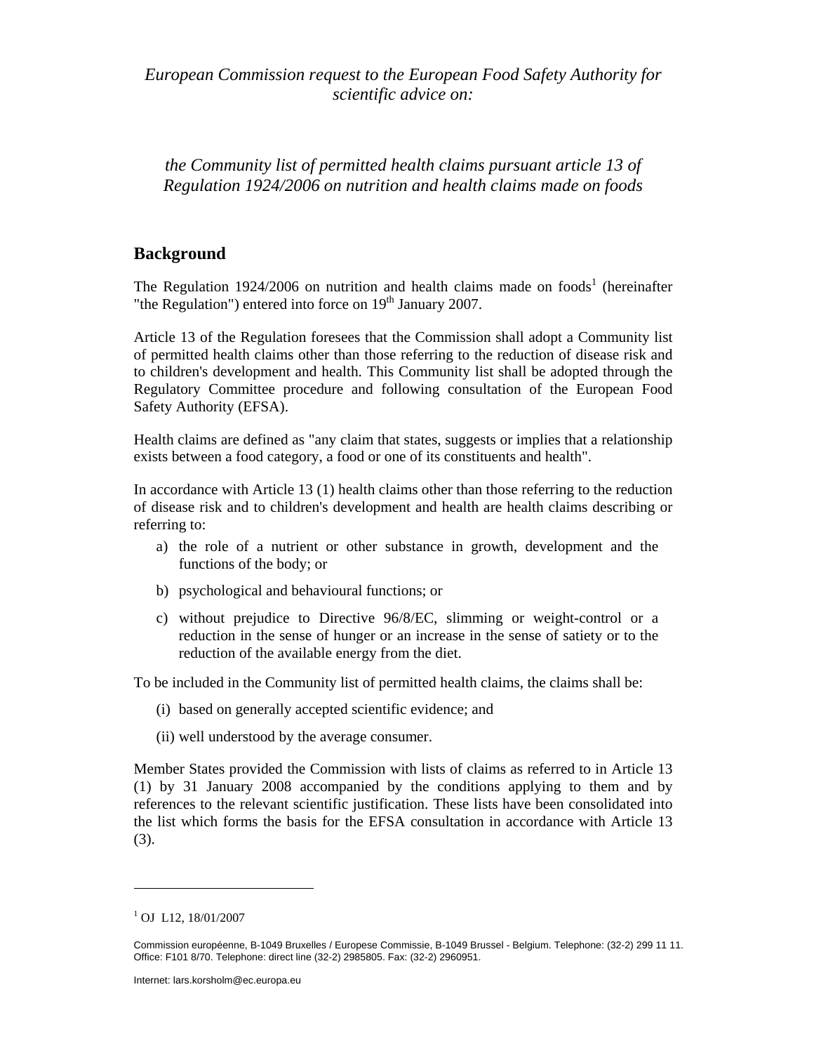*European Commission request to the European Food Safety Authority for scientific advice on:*

*the Community list of permitted health claims pursuant article 13 of Regulation 1924/2006 on nutrition and health claims made on foods*

## Background

The Regulation 1924/2006 on nutrition and health claims made on foods[1] (hereinafter "the Regulation") entered into force on 19th January 2007.

Article 13 of the Regulation foresees that the Commission shall adopt a Community list of permitted health claims other than those referring to the reduction of disease risk and to children's development and health. This Community list shall be adopted through the Regulatory Committee procedure and following consultation of the European Food Safety Authority (EFSA).

Health claims are defined as "any claim that states, suggests or implies that a relationship exists between a food category, a food or one of its constituents and health".

In accordance with Article 13 (1) health claims other than those referring to the reduction of disease risk and to children's development and health are health claims describing or referring to:

a) the role of a nutrient or other substance in growth, development and the functions of the body; or

b) psychological and behavioural functions; or

c) without prejudice to Directive 96/8/EC, slimming or weight-control or a reduction in the sense of hunger or an increase in the sense of satiety or to the reduction of the available energy from the diet.

To be included in the Community list of permitted health claims, the claims shall be:

(i) based on generally accepted scientific evidence; and

(ii) well understood by the average consumer.

Member States provided the Commission with lists of claims as referred to in Article 13 (1) by 31 January 2008 accompanied by the conditions applying to them and by references to the relevant scientific justification. These lists have been consolidated into the list which forms the basis for the EFSA consultation in accordance with Article 13 (3).

---

[1] OJ L12, 18/01/2007

Commission européenne, B-1049 Bruxelles / Europese Commissie, B-1049 Brussel - Belgium. Telephone: (32-2) 299 11 11. Office: F101 8/70. Telephone: direct line (32-2) 2985805. Fax: (32-2) 2960951.

Internet: lars.korsholm@ec.europa.eu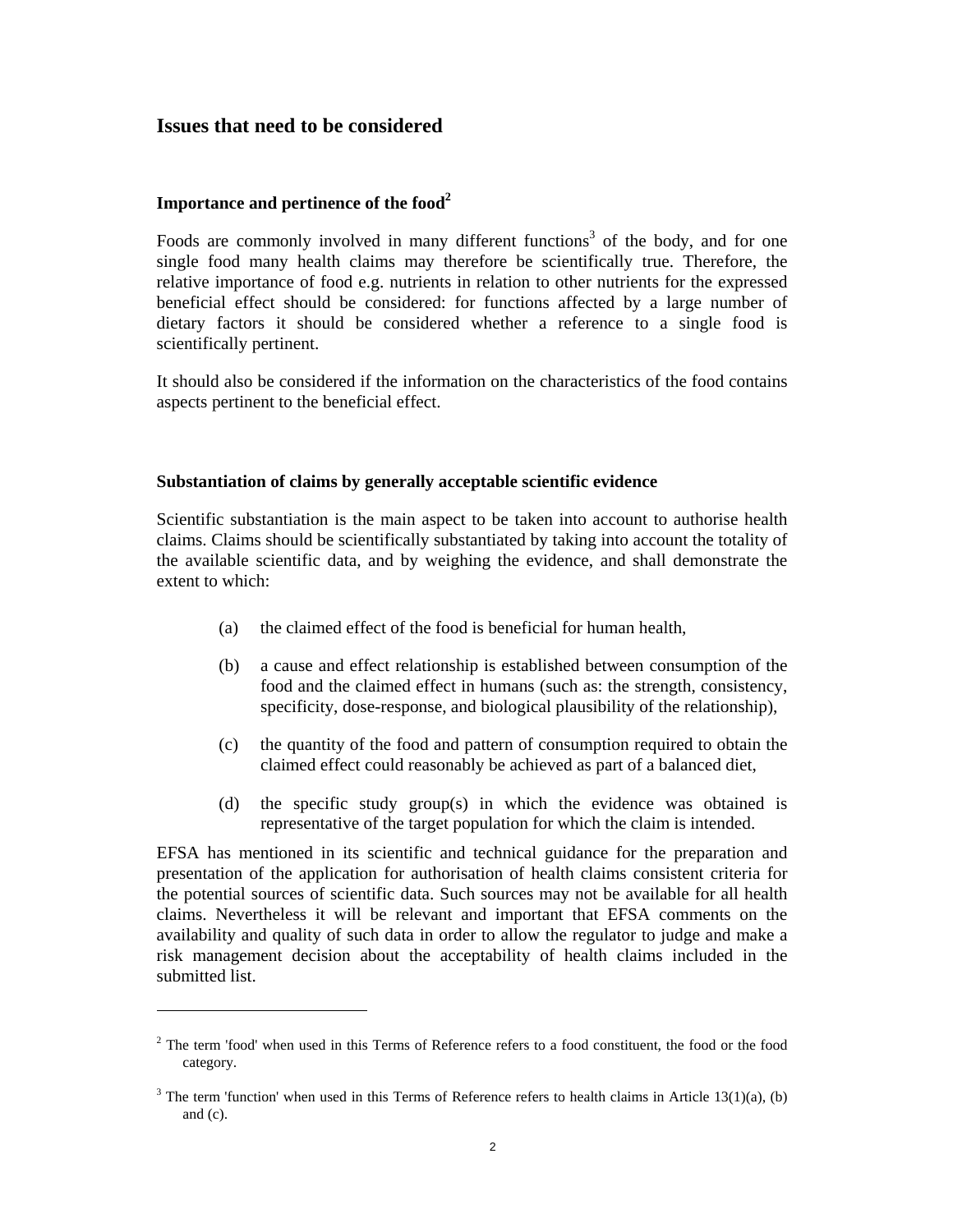## Issues that need to be considered

### Importance and pertinence of the food[2]

Foods are commonly involved in many different functions[3] of the body, and for one single food many health claims may therefore be scientifically true. Therefore, the relative importance of food e.g. nutrients in relation to other nutrients for the expressed beneficial effect should be considered: for functions affected by a large number of dietary factors it should be considered whether a reference to a single food is scientifically pertinent.

It should also be considered if the information on the characteristics of the food contains aspects pertinent to the beneficial effect.

### Substantiation of claims by generally acceptable scientific evidence

Scientific substantiation is the main aspect to be taken into account to authorise health claims. Claims should be scientifically substantiated by taking into account the totality of the available scientific data, and by weighing the evidence, and shall demonstrate the extent to which:

(a) the claimed effect of the food is beneficial for human health,

(b) a cause and effect relationship is established between consumption of the food and the claimed effect in humans (such as: the strength, consistency, specificity, dose-response, and biological plausibility of the relationship),

(c) the quantity of the food and pattern of consumption required to obtain the claimed effect could reasonably be achieved as part of a balanced diet,

(d) the specific study group(s) in which the evidence was obtained is representative of the target population for which the claim is intended.

EFSA has mentioned in its scientific and technical guidance for the preparation and presentation of the application for authorisation of health claims consistent criteria for the potential sources of scientific data. Such sources may not be available for all health claims. Nevertheless it will be relevant and important that EFSA comments on the availability and quality of such data in order to allow the regulator to judge and make a risk management decision about the acceptability of health claims included in the submitted list.

---

[2] The term 'food' when used in this Terms of Reference refers to a food constituent, the food or the food category.

[3] The term 'function' when used in this Terms of Reference refers to health claims in Article 13(1)(a), (b) and (c).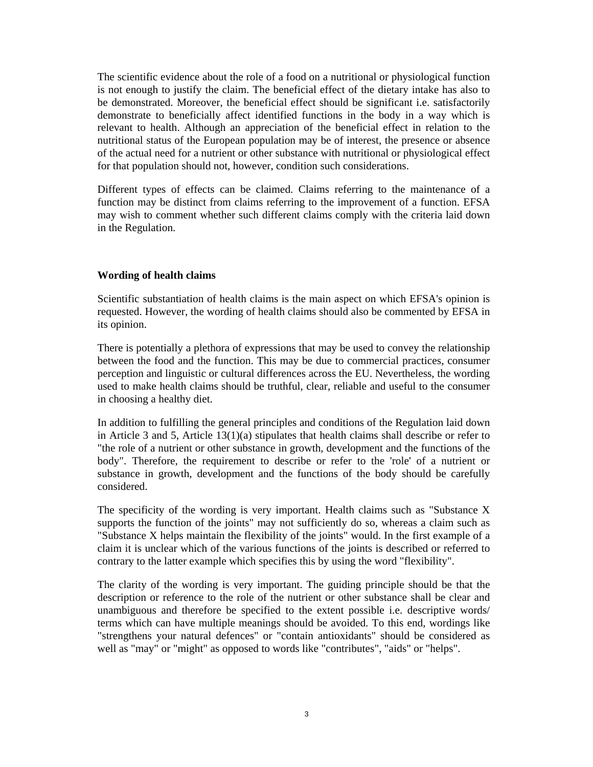The scientific evidence about the role of a food on a nutritional or physiological function is not enough to justify the claim. The beneficial effect of the dietary intake has also to be demonstrated. Moreover, the beneficial effect should be significant i.e. satisfactorily demonstrate to beneficially affect identified functions in the body in a way which is relevant to health. Although an appreciation of the beneficial effect in relation to the nutritional status of the European population may be of interest, the presence or absence of the actual need for a nutrient or other substance with nutritional or physiological effect for that population should not, however, condition such considerations.

Different types of effects can be claimed. Claims referring to the maintenance of a function may be distinct from claims referring to the improvement of a function. EFSA may wish to comment whether such different claims comply with the criteria laid down in the Regulation.

**Wording of health claims**

Scientific substantiation of health claims is the main aspect on which EFSA's opinion is requested. However, the wording of health claims should also be commented by EFSA in its opinion.

There is potentially a plethora of expressions that may be used to convey the relationship between the food and the function. This may be due to commercial practices, consumer perception and linguistic or cultural differences across the EU. Nevertheless, the wording used to make health claims should be truthful, clear, reliable and useful to the consumer in choosing a healthy diet.

In addition to fulfilling the general principles and conditions of the Regulation laid down in Article 3 and 5, Article 13(1)(a) stipulates that health claims shall describe or refer to "the role of a nutrient or other substance in growth, development and the functions of the body". Therefore, the requirement to describe or refer to the 'role' of a nutrient or substance in growth, development and the functions of the body should be carefully considered.

The specificity of the wording is very important. Health claims such as "Substance X supports the function of the joints" may not sufficiently do so, whereas a claim such as "Substance X helps maintain the flexibility of the joints" would. In the first example of a claim it is unclear which of the various functions of the joints is described or referred to contrary to the latter example which specifies this by using the word "flexibility".

The clarity of the wording is very important. The guiding principle should be that the description or reference to the role of the nutrient or other substance shall be clear and unambiguous and therefore be specified to the extent possible i.e. descriptive words/ terms which can have multiple meanings should be avoided. To this end, wordings like "strengthens your natural defences" or "contain antioxidants" should be considered as well as "may" or "might" as opposed to words like "contributes", "aids" or "helps".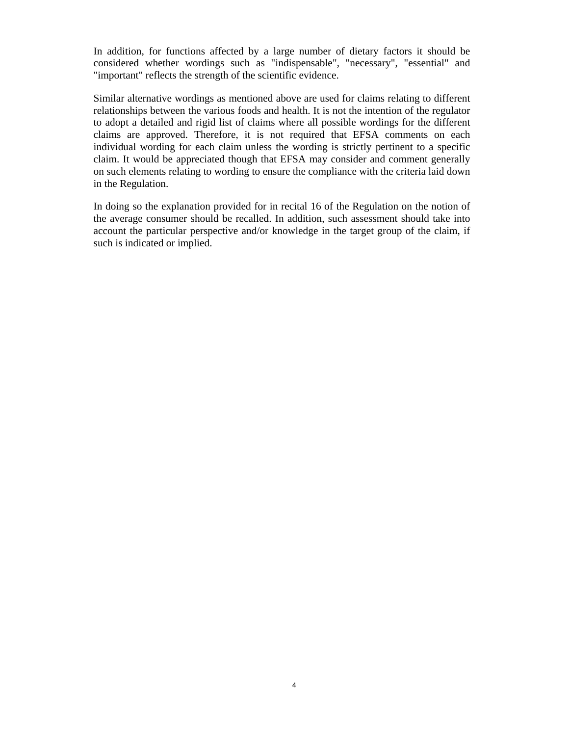In addition, for functions affected by a large number of dietary factors it should be considered whether wordings such as "indispensable", "necessary", "essential" and "important" reflects the strength of the scientific evidence.

Similar alternative wordings as mentioned above are used for claims relating to different relationships between the various foods and health. It is not the intention of the regulator to adopt a detailed and rigid list of claims where all possible wordings for the different claims are approved. Therefore, it is not required that EFSA comments on each individual wording for each claim unless the wording is strictly pertinent to a specific claim. It would be appreciated though that EFSA may consider and comment generally on such elements relating to wording to ensure the compliance with the criteria laid down in the Regulation.

In doing so the explanation provided for in recital 16 of the Regulation on the notion of the average consumer should be recalled. In addition, such assessment should take into account the particular perspective and/or knowledge in the target group of the claim, if such is indicated or implied.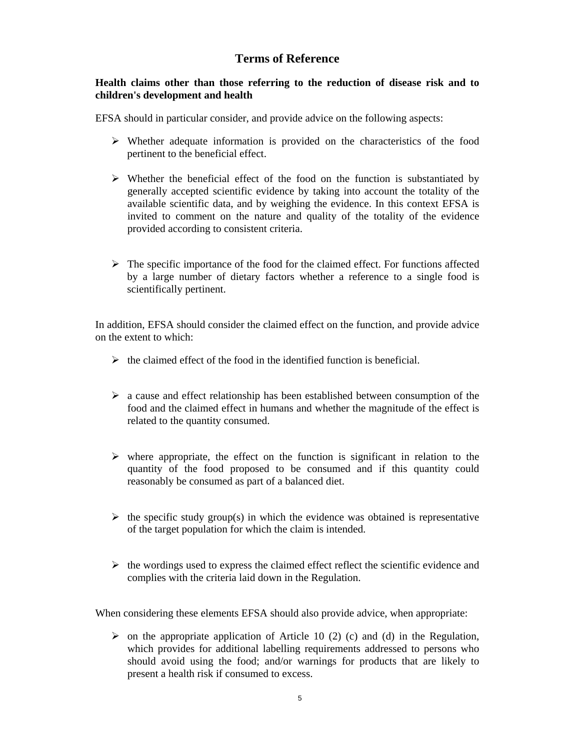## Terms of Reference

**Health claims other than those referring to the reduction of disease risk and to children's development and health**

EFSA should in particular consider, and provide advice on the following aspects:

- Whether adequate information is provided on the characteristics of the food pertinent to the beneficial effect.

- Whether the beneficial effect of the food on the function is substantiated by generally accepted scientific evidence by taking into account the totality of the available scientific data, and by weighing the evidence. In this context EFSA is invited to comment on the nature and quality of the totality of the evidence provided according to consistent criteria.

- The specific importance of the food for the claimed effect. For functions affected by a large number of dietary factors whether a reference to a single food is scientifically pertinent.

In addition, EFSA should consider the claimed effect on the function, and provide advice on the extent to which:

- the claimed effect of the food in the identified function is beneficial.

- a cause and effect relationship has been established between consumption of the food and the claimed effect in humans and whether the magnitude of the effect is related to the quantity consumed.

- where appropriate, the effect on the function is significant in relation to the quantity of the food proposed to be consumed and if this quantity could reasonably be consumed as part of a balanced diet.

- the specific study group(s) in which the evidence was obtained is representative of the target population for which the claim is intended.

- the wordings used to express the claimed effect reflect the scientific evidence and complies with the criteria laid down in the Regulation.

When considering these elements EFSA should also provide advice, when appropriate:

- on the appropriate application of Article 10 (2) (c) and (d) in the Regulation, which provides for additional labelling requirements addressed to persons who should avoid using the food; and/or warnings for products that are likely to present a health risk if consumed to excess.